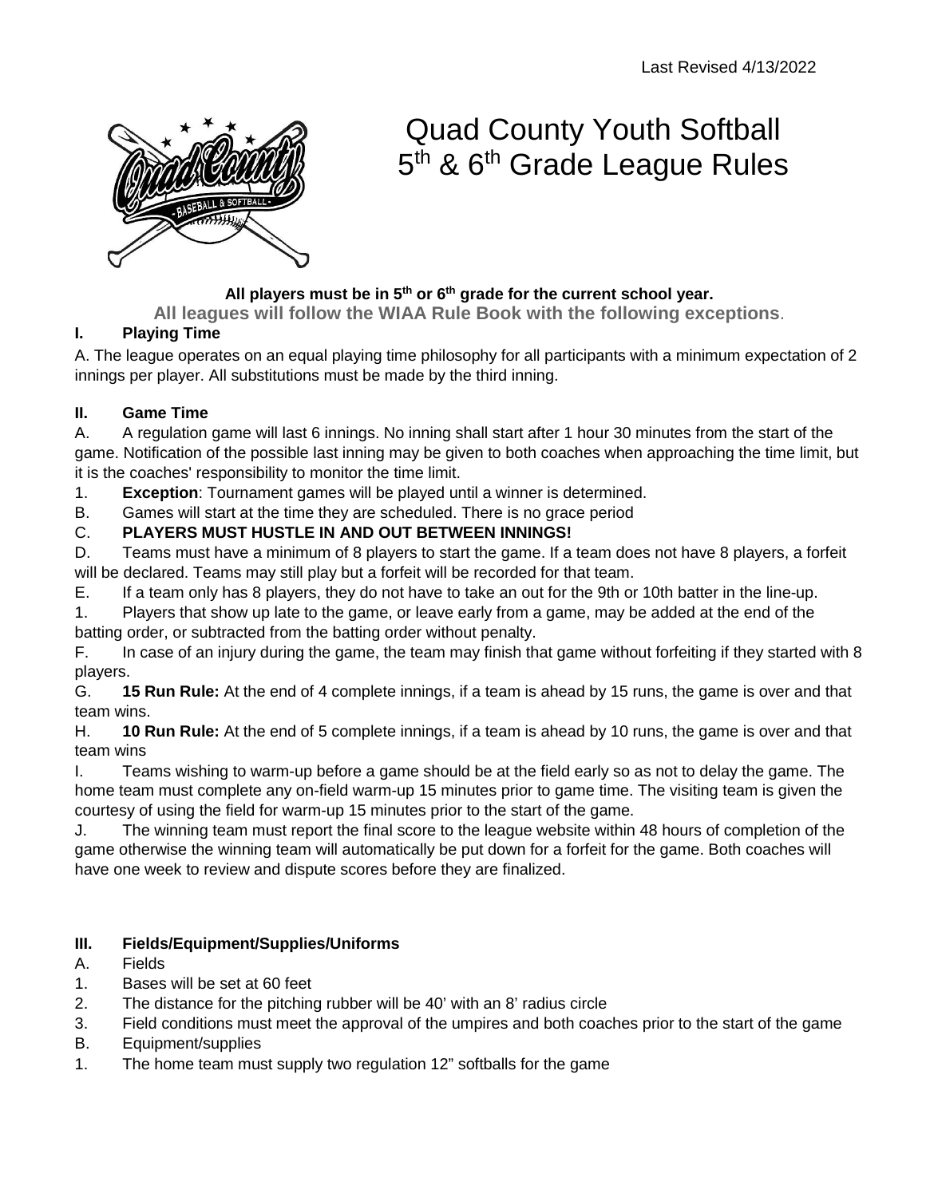Last Revised 4/13/2022

# Quad County Youth Softball 5th & 6th Grade League Rules

**All players must be in 5th or 6th grade for the current school year.**

**All leagues will follow the WIAA Rule Book with the following exceptions**.

## I. Playing Time

A. The league operates on an equal playing time philosophy for all participants with a minimum expectation of 2 innings per player. All substitutions must be made by the third inning.

## II. Game Time

A. A regulation game will last 6 innings. No inning shall start after 1 hour 30 minutes from the start of the game. Notification of the possible last inning may be given to both coaches when approaching the time limit, but it is the coaches' responsibility to monitor the time limit.

1. **Exception**: Tournament games will be played until a winner is determined.

B. Games will start at the time they are scheduled. There is no grace period

C. **PLAYERS MUST HUSTLE IN AND OUT BETWEEN INNINGS!**

D. Teams must have a minimum of 8 players to start the game. If a team does not have 8 players, a forfeit will be declared. Teams may still play but a forfeit will be recorded for that team.

E. If a team only has 8 players, they do not have to take an out for the 9th or 10th batter in the line-up.

1. Players that show up late to the game, or leave early from a game, may be added at the end of the batting order, or subtracted from the batting order without penalty.

F. In case of an injury during the game, the team may finish that game without forfeiting if they started with 8 players.

G. **15 Run Rule:** At the end of 4 complete innings, if a team is ahead by 15 runs, the game is over and that team wins.

H. **10 Run Rule:** At the end of 5 complete innings, if a team is ahead by 10 runs, the game is over and that team wins

I. Teams wishing to warm-up before a game should be at the field early so as not to delay the game. The home team must complete any on-field warm-up 15 minutes prior to game time. The visiting team is given the courtesy of using the field for warm-up 15 minutes prior to the start of the game.

J. The winning team must report the final score to the league website within 48 hours of completion of the game otherwise the winning team will automatically be put down for a forfeit for the game. Both coaches will have one week to review and dispute scores before they are finalized.

## III. Fields/Equipment/Supplies/Uniforms

A. Fields

1. Bases will be set at 60 feet
2. The distance for the pitching rubber will be 40' with an 8' radius circle
3. Field conditions must meet the approval of the umpires and both coaches prior to the start of the game

B. Equipment/supplies

1. The home team must supply two regulation 12" softballs for the game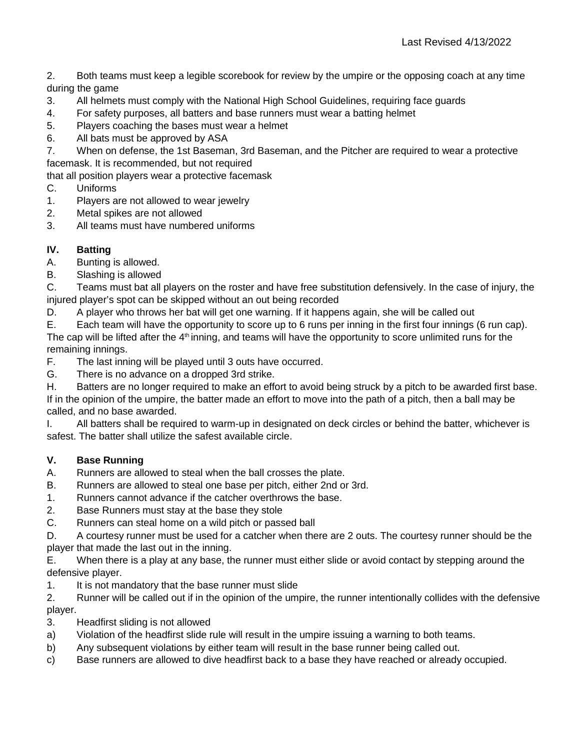2. Both teams must keep a legible scorebook for review by the umpire or the opposing coach at any time during the game
3. All helmets must comply with the National High School Guidelines, requiring face guards
4. For safety purposes, all batters and base runners must wear a batting helmet
5. Players coaching the bases must wear a helmet
6. All bats must be approved by ASA
7. When on defense, the 1st Baseman, 3rd Baseman, and the Pitcher are required to wear a protective facemask. It is recommended, but not required that all position players wear a protective facemask

C. Uniforms

1. Players are not allowed to wear jewelry
2. Metal spikes are not allowed
3. All teams must have numbered uniforms

### IV. Batting

A. Bunting is allowed.

B. Slashing is allowed

C. Teams must bat all players on the roster and have free substitution defensively. In the case of injury, the injured player's spot can be skipped without an out being recorded

D. A player who throws her bat will get one warning. If it happens again, she will be called out

E. Each team will have the opportunity to score up to 6 runs per inning in the first four innings (6 run cap). The cap will be lifted after the 4th inning, and teams will have the opportunity to score unlimited runs for the remaining innings.

F. The last inning will be played until 3 outs have occurred.

G. There is no advance on a dropped 3rd strike.

H. Batters are no longer required to make an effort to avoid being struck by a pitch to be awarded first base. If in the opinion of the umpire, the batter made an effort to move into the path of a pitch, then a ball may be called, and no base awarded.

I. All batters shall be required to warm-up in designated on deck circles or behind the batter, whichever is safest. The batter shall utilize the safest available circle.

### V. Base Running

A. Runners are allowed to steal when the ball crosses the plate.

B. Runners are allowed to steal one base per pitch, either 2nd or 3rd.

1. Runners cannot advance if the catcher overthrows the base.
2. Base Runners must stay at the base they stole

C. Runners can steal home on a wild pitch or passed ball

D. A courtesy runner must be used for a catcher when there are 2 outs. The courtesy runner should be the player that made the last out in the inning.

E. When there is a play at any base, the runner must either slide or avoid contact by stepping around the defensive player.

1. It is not mandatory that the base runner must slide
2. Runner will be called out if in the opinion of the umpire, the runner intentionally collides with the defensive player.
3. Headfirst sliding is not allowed

a) Violation of the headfirst slide rule will result in the umpire issuing a warning to both teams.

b) Any subsequent violations by either team will result in the base runner being called out.

c) Base runners are allowed to dive headfirst back to a base they have reached or already occupied.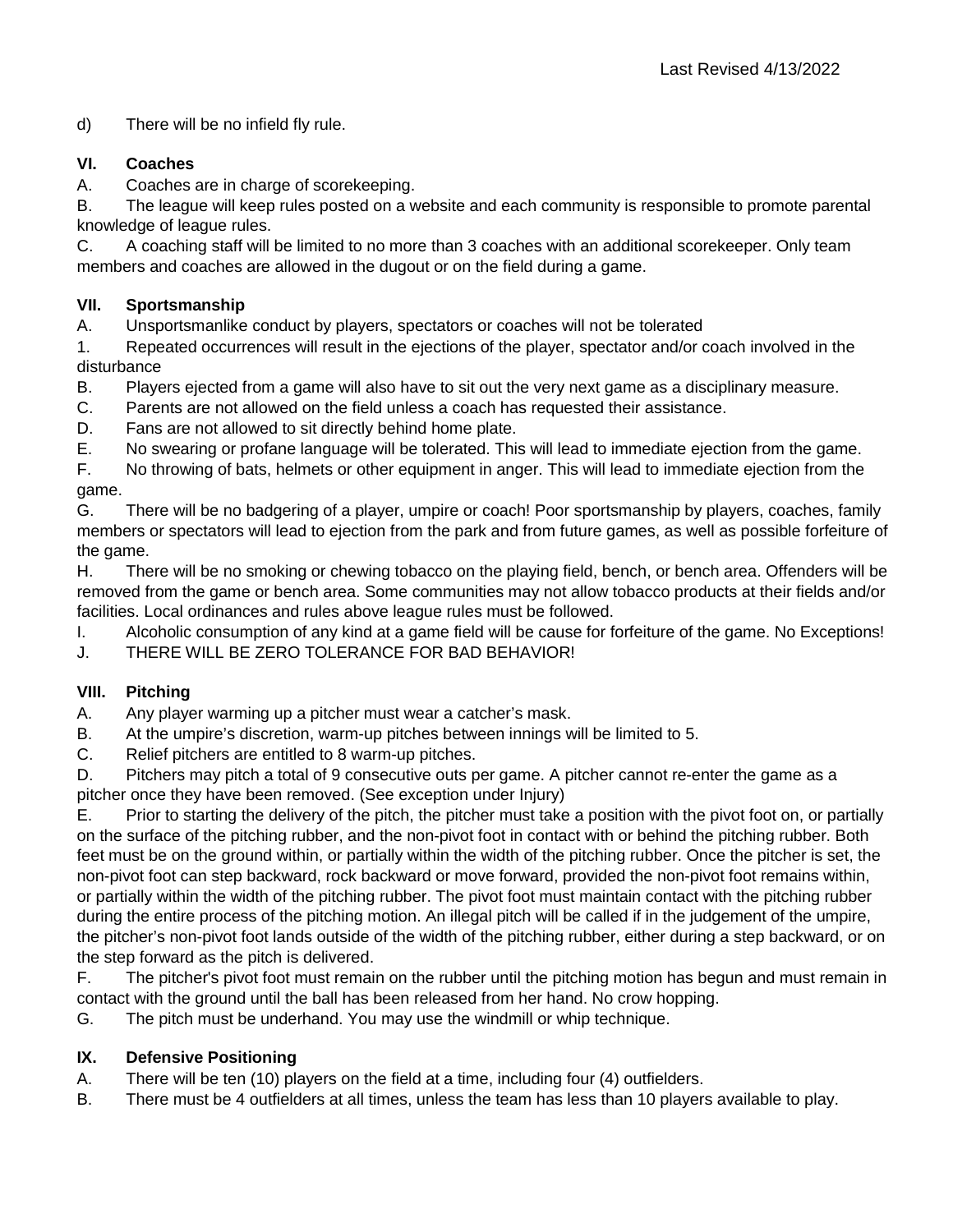d) There will be no infield fly rule.

## VI. Coaches

A. Coaches are in charge of scorekeeping.

B. The league will keep rules posted on a website and each community is responsible to promote parental knowledge of league rules.

C. A coaching staff will be limited to no more than 3 coaches with an additional scorekeeper. Only team members and coaches are allowed in the dugout or on the field during a game.

## VII. Sportsmanship

A. Unsportsmanlike conduct by players, spectators or coaches will not be tolerated

1. Repeated occurrences will result in the ejections of the player, spectator and/or coach involved in the disturbance

B. Players ejected from a game will also have to sit out the very next game as a disciplinary measure.

C. Parents are not allowed on the field unless a coach has requested their assistance.

D. Fans are not allowed to sit directly behind home plate.

E. No swearing or profane language will be tolerated. This will lead to immediate ejection from the game.

F. No throwing of bats, helmets or other equipment in anger. This will lead to immediate ejection from the game.

G. There will be no badgering of a player, umpire or coach! Poor sportsmanship by players, coaches, family members or spectators will lead to ejection from the park and from future games, as well as possible forfeiture of the game.

H. There will be no smoking or chewing tobacco on the playing field, bench, or bench area. Offenders will be removed from the game or bench area. Some communities may not allow tobacco products at their fields and/or facilities. Local ordinances and rules above league rules must be followed.

I. Alcoholic consumption of any kind at a game field will be cause for forfeiture of the game. No Exceptions!

J. THERE WILL BE ZERO TOLERANCE FOR BAD BEHAVIOR!

## VIII. Pitching

A. Any player warming up a pitcher must wear a catcher's mask.

B. At the umpire's discretion, warm-up pitches between innings will be limited to 5.

C. Relief pitchers are entitled to 8 warm-up pitches.

D. Pitchers may pitch a total of 9 consecutive outs per game. A pitcher cannot re-enter the game as a pitcher once they have been removed. (See exception under Injury)

E. Prior to starting the delivery of the pitch, the pitcher must take a position with the pivot foot on, or partially on the surface of the pitching rubber, and the non-pivot foot in contact with or behind the pitching rubber. Both feet must be on the ground within, or partially within the width of the pitching rubber. Once the pitcher is set, the non-pivot foot can step backward, rock backward or move forward, provided the non-pivot foot remains within, or partially within the width of the pitching rubber. The pivot foot must maintain contact with the pitching rubber during the entire process of the pitching motion. An illegal pitch will be called if in the judgement of the umpire, the pitcher's non-pivot foot lands outside of the width of the pitching rubber, either during a step backward, or on the step forward as the pitch is delivered.

F. The pitcher's pivot foot must remain on the rubber until the pitching motion has begun and must remain in contact with the ground until the ball has been released from her hand. No crow hopping.

G. The pitch must be underhand. You may use the windmill or whip technique.

## IX. Defensive Positioning

A. There will be ten (10) players on the field at a time, including four (4) outfielders.

B. There must be 4 outfielders at all times, unless the team has less than 10 players available to play.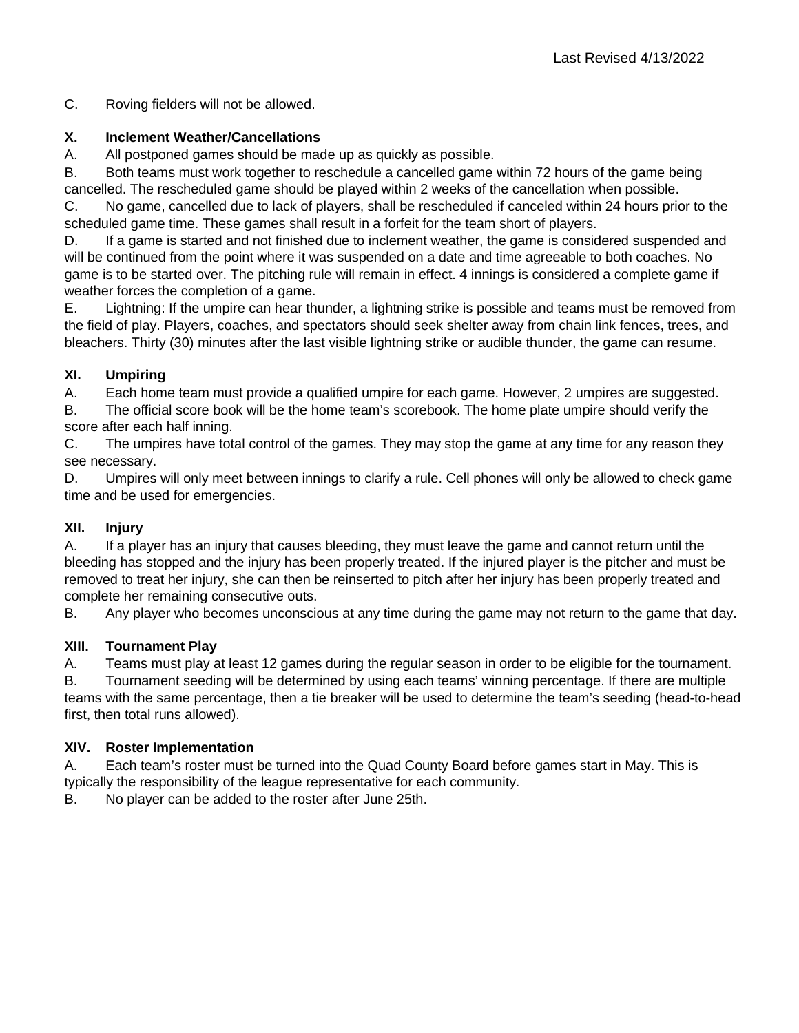C. Roving fielders will not be allowed.

## X. Inclement Weather/Cancellations

A. All postponed games should be made up as quickly as possible.

B. Both teams must work together to reschedule a cancelled game within 72 hours of the game being cancelled. The rescheduled game should be played within 2 weeks of the cancellation when possible.

C. No game, cancelled due to lack of players, shall be rescheduled if canceled within 24 hours prior to the scheduled game time. These games shall result in a forfeit for the team short of players.

D. If a game is started and not finished due to inclement weather, the game is considered suspended and will be continued from the point where it was suspended on a date and time agreeable to both coaches. No game is to be started over. The pitching rule will remain in effect. 4 innings is considered a complete game if weather forces the completion of a game.

E. Lightning: If the umpire can hear thunder, a lightning strike is possible and teams must be removed from the field of play. Players, coaches, and spectators should seek shelter away from chain link fences, trees, and bleachers. Thirty (30) minutes after the last visible lightning strike or audible thunder, the game can resume.

## XI. Umpiring

A. Each home team must provide a qualified umpire for each game. However, 2 umpires are suggested.

B. The official score book will be the home team's scorebook. The home plate umpire should verify the score after each half inning.

C. The umpires have total control of the games. They may stop the game at any time for any reason they see necessary.

D. Umpires will only meet between innings to clarify a rule. Cell phones will only be allowed to check game time and be used for emergencies.

## XII. Injury

A. If a player has an injury that causes bleeding, they must leave the game and cannot return until the bleeding has stopped and the injury has been properly treated. If the injured player is the pitcher and must be removed to treat her injury, she can then be reinserted to pitch after her injury has been properly treated and complete her remaining consecutive outs.

B. Any player who becomes unconscious at any time during the game may not return to the game that day.

## XIII. Tournament Play

A. Teams must play at least 12 games during the regular season in order to be eligible for the tournament.

B. Tournament seeding will be determined by using each teams' winning percentage. If there are multiple teams with the same percentage, then a tie breaker will be used to determine the team's seeding (head-to-head first, then total runs allowed).

## XIV. Roster Implementation

A. Each team's roster must be turned into the Quad County Board before games start in May. This is typically the responsibility of the league representative for each community.

B. No player can be added to the roster after June 25th.